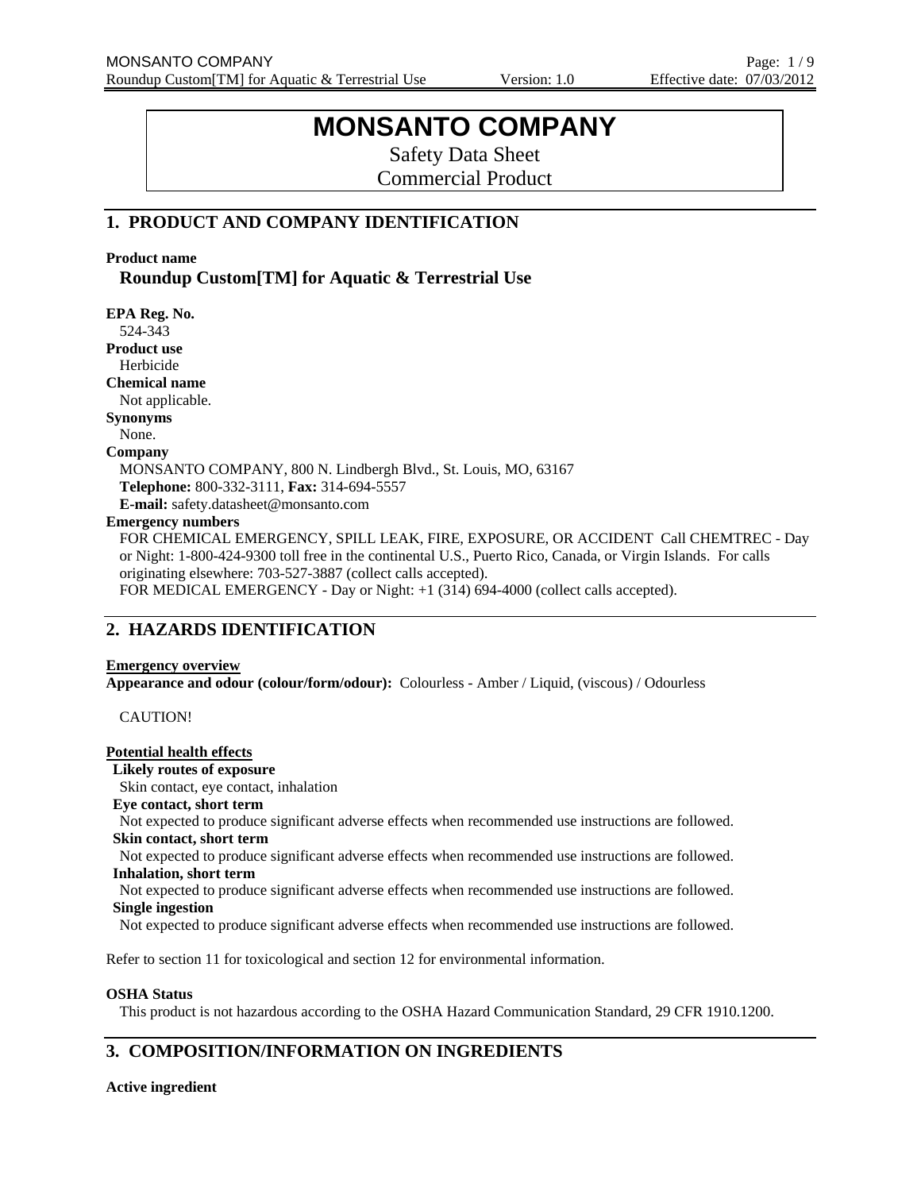# MONSANTO COMPANY

Safety Data Sheet
Commercial Product

## 1. PRODUCT AND COMPANY IDENTIFICATION

**Product name**

**Roundup Custom[TM] for Aquatic & Terrestrial Use**

**EPA Reg. No.**
524-343

**Product use**
Herbicide

**Chemical name**
Not applicable.

**Synonyms**
None.

**Company**
MONSANTO COMPANY, 800 N. Lindbergh Blvd., St. Louis, MO, 63167
**Telephone:** 800-332-3111, **Fax:** 314-694-5557
**E-mail:** safety.datasheet@monsanto.com

**Emergency numbers**
FOR CHEMICAL EMERGENCY, SPILL LEAK, FIRE, EXPOSURE, OR ACCIDENT Call CHEMTREC - Day or Night: 1-800-424-9300 toll free in the continental U.S., Puerto Rico, Canada, or Virgin Islands. For calls originating elsewhere: 703-527-3887 (collect calls accepted).
FOR MEDICAL EMERGENCY - Day or Night: +1 (314) 694-4000 (collect calls accepted).

## 2. HAZARDS IDENTIFICATION

**Emergency overview**

**Appearance and odour (colour/form/odour):** Colourless - Amber / Liquid, (viscous) / Odourless

CAUTION!

**Potential health effects**

**Likely routes of exposure**
Skin contact, eye contact, inhalation

**Eye contact, short term**
Not expected to produce significant adverse effects when recommended use instructions are followed.

**Skin contact, short term**
Not expected to produce significant adverse effects when recommended use instructions are followed.

**Inhalation, short term**
Not expected to produce significant adverse effects when recommended use instructions are followed.

**Single ingestion**
Not expected to produce significant adverse effects when recommended use instructions are followed.

Refer to section 11 for toxicological and section 12 for environmental information.

**OSHA Status**
This product is not hazardous according to the OSHA Hazard Communication Standard, 29 CFR 1910.1200.

## 3. COMPOSITION/INFORMATION ON INGREDIENTS

**Active ingredient**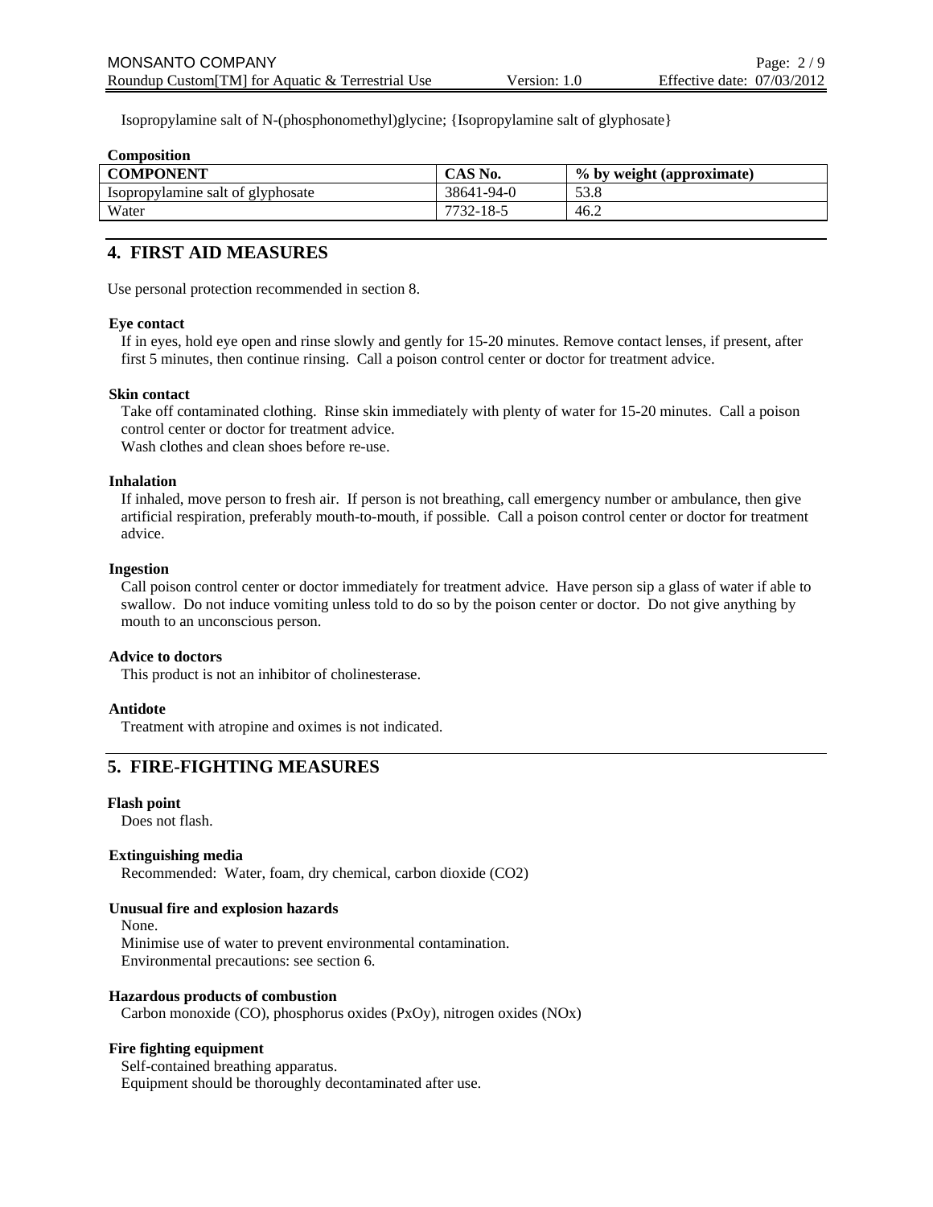Isopropylamine salt of N-(phosphonomethyl)glycine; {Isopropylamine salt of glyphosate}

**Composition**

| COMPONENT | CAS No. | % by weight (approximate) |
|---|---|---|
| Isopropylamine salt of glyphosate | 38641-94-0 | 53.8 |
| Water | 7732-18-5 | 46.2 |

## 4. FIRST AID MEASURES

Use personal protection recommended in section 8.

**Eye contact**

If in eyes, hold eye open and rinse slowly and gently for 15-20 minutes. Remove contact lenses, if present, after first 5 minutes, then continue rinsing. Call a poison control center or doctor for treatment advice.

**Skin contact**

Take off contaminated clothing. Rinse skin immediately with plenty of water for 15-20 minutes. Call a poison control center or doctor for treatment advice.
Wash clothes and clean shoes before re-use.

**Inhalation**

If inhaled, move person to fresh air. If person is not breathing, call emergency number or ambulance, then give artificial respiration, preferably mouth-to-mouth, if possible. Call a poison control center or doctor for treatment advice.

**Ingestion**

Call poison control center or doctor immediately for treatment advice. Have person sip a glass of water if able to swallow. Do not induce vomiting unless told to do so by the poison center or doctor. Do not give anything by mouth to an unconscious person.

**Advice to doctors**

This product is not an inhibitor of cholinesterase.

**Antidote**

Treatment with atropine and oximes is not indicated.

## 5. FIRE-FIGHTING MEASURES

**Flash point**

Does not flash.

**Extinguishing media**

Recommended: Water, foam, dry chemical, carbon dioxide ($CO_2$)

**Unusual fire and explosion hazards**

None.
Minimise use of water to prevent environmental contamination.
Environmental precautions: see section 6.

**Hazardous products of combustion**

Carbon monoxide (CO), phosphorus oxides ($P_xO_y$), nitrogen oxides ($NO_x$)

**Fire fighting equipment**

Self-contained breathing apparatus.
Equipment should be thoroughly decontaminated after use.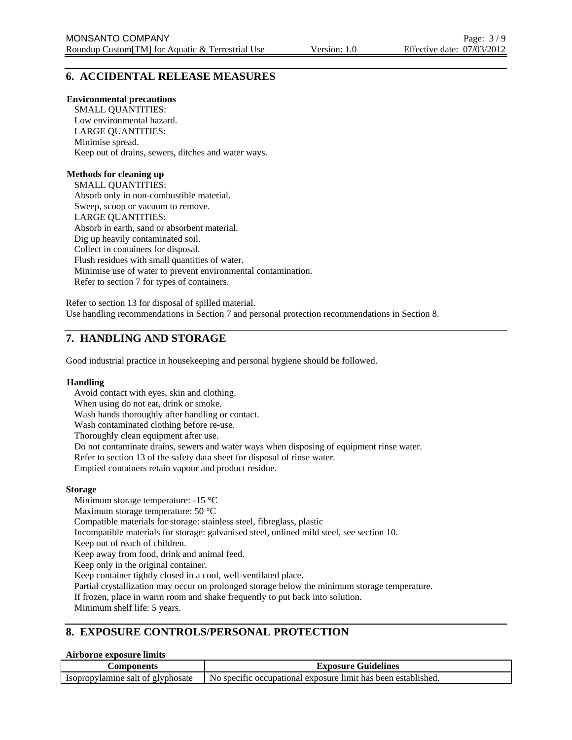## 6. ACCIDENTAL RELEASE MEASURES

**Environmental precautions**

SMALL QUANTITIES:
Low environmental hazard.
LARGE QUANTITIES:
Minimise spread.
Keep out of drains, sewers, ditches and water ways.

**Methods for cleaning up**

SMALL QUANTITIES:
Absorb only in non-combustible material.
Sweep, scoop or vacuum to remove.
LARGE QUANTITIES:
Absorb in earth, sand or absorbent material.
Dig up heavily contaminated soil.
Collect in containers for disposal.
Flush residues with small quantities of water.
Minimise use of water to prevent environmental contamination.
Refer to section 7 for types of containers.

Refer to section 13 for disposal of spilled material.
Use handling recommendations in Section 7 and personal protection recommendations in Section 8.

## 7. HANDLING AND STORAGE

Good industrial practice in housekeeping and personal hygiene should be followed.

**Handling**

Avoid contact with eyes, skin and clothing.
When using do not eat, drink or smoke.
Wash hands thoroughly after handling or contact.
Wash contaminated clothing before re-use.
Thoroughly clean equipment after use.
Do not contaminate drains, sewers and water ways when disposing of equipment rinse water.
Refer to section 13 of the safety data sheet for disposal of rinse water.
Emptied containers retain vapour and product residue.

**Storage**

Minimum storage temperature: -15 °C
Maximum storage temperature: 50 °C
Compatible materials for storage: stainless steel, fibreglass, plastic
Incompatible materials for storage: galvanised steel, unlined mild steel, see section 10.
Keep out of reach of children.
Keep away from food, drink and animal feed.
Keep only in the original container.
Keep container tightly closed in a cool, well-ventilated place.
Partial crystallization may occur on prolonged storage below the minimum storage temperature.
If frozen, place in warm room and shake frequently to put back into solution.
Minimum shelf life: 5 years.

## 8. EXPOSURE CONTROLS/PERSONAL PROTECTION

**Airborne exposure limits**

| Components | Exposure Guidelines |
|---|---|
| Isopropylamine salt of glyphosate | No specific occupational exposure limit has been established. |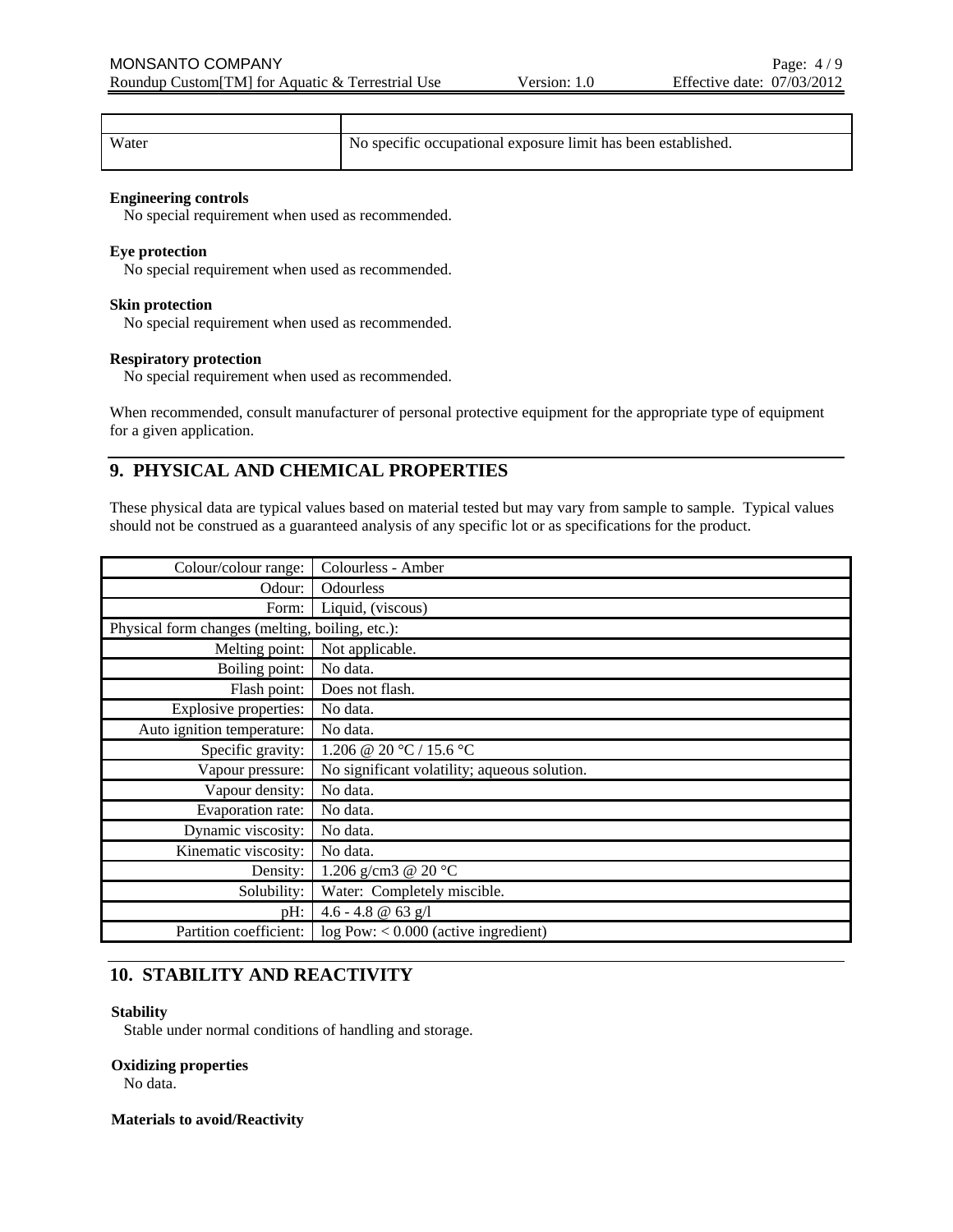| | |
|---|---|
| Water | No specific occupational exposure limit has been established. |

**Engineering controls**
No special requirement when used as recommended.

**Eye protection**
No special requirement when used as recommended.

**Skin protection**
No special requirement when used as recommended.

**Respiratory protection**
No special requirement when used as recommended.

When recommended, consult manufacturer of personal protective equipment for the appropriate type of equipment for a given application.

## 9. PHYSICAL AND CHEMICAL PROPERTIES

These physical data are typical values based on material tested but may vary from sample to sample. Typical values should not be construed as a guaranteed analysis of any specific lot or as specifications for the product.

| | |
|---|---|
| Colour/colour range: | Colourless - Amber |
| Odour: | Odourless |
| Form: | Liquid, (viscous) |
| Physical form changes (melting, boiling, etc.): | |
| Melting point: | Not applicable. |
| Boiling point: | No data. |
| Flash point: | Does not flash. |
| Explosive properties: | No data. |
| Auto ignition temperature: | No data. |
| Specific gravity: | 1.206 @ 20 °C / 15.6 °C |
| Vapour pressure: | No significant volatility; aqueous solution. |
| Vapour density: | No data. |
| Evaporation rate: | No data. |
| Dynamic viscosity: | No data. |
| Kinematic viscosity: | No data. |
| Density: | 1.206 g/cm3 @ 20 °C |
| Solubility: | Water: Completely miscible. |
| pH: | 4.6 - 4.8 @ 63 g/l |
| Partition coefficient: | log Pow: < 0.000 (active ingredient) |

## 10. STABILITY AND REACTIVITY

**Stability**
Stable under normal conditions of handling and storage.

**Oxidizing properties**
No data.

**Materials to avoid/Reactivity**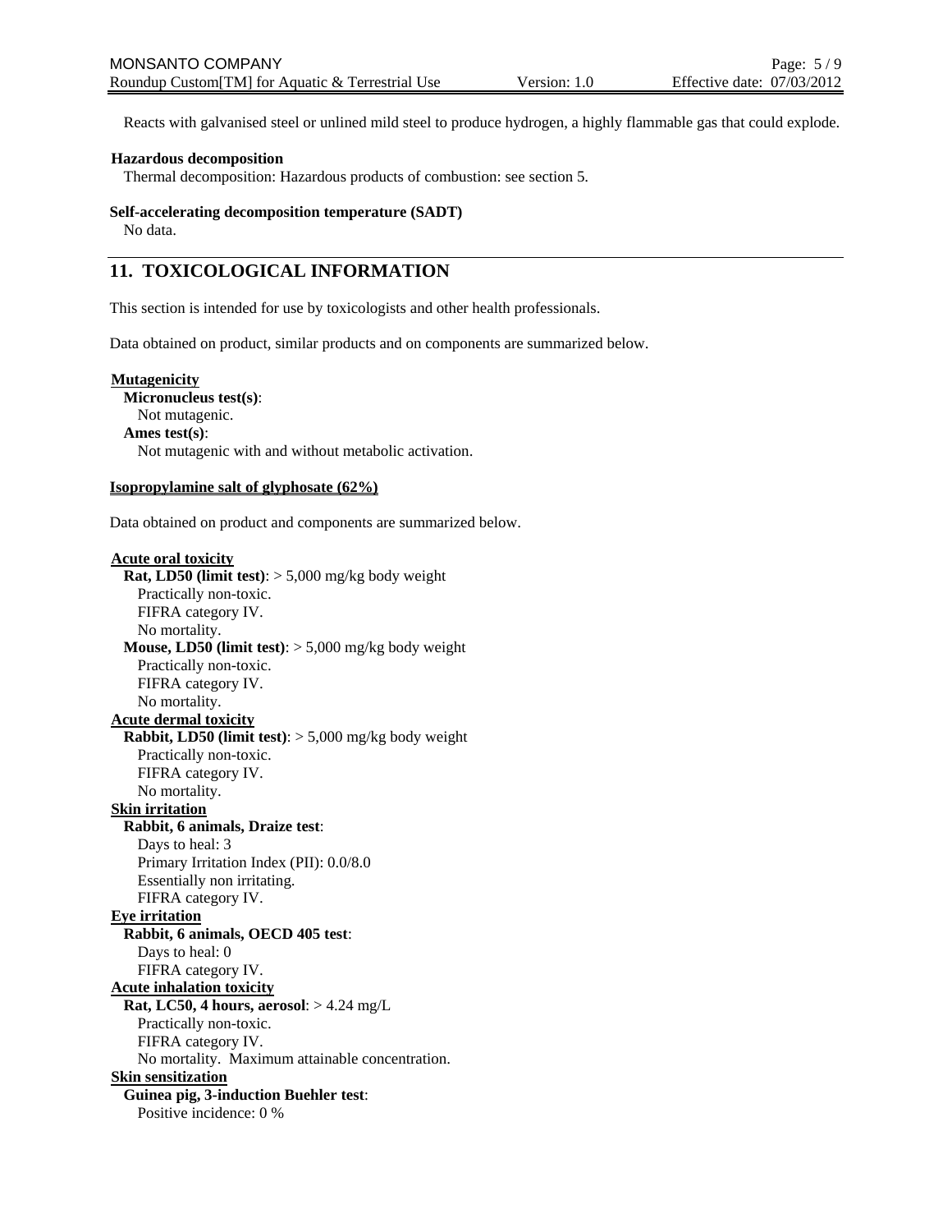Reacts with galvanised steel or unlined mild steel to produce hydrogen, a highly flammable gas that could explode.

**Hazardous decomposition**

Thermal decomposition: Hazardous products of combustion: see section 5.

**Self-accelerating decomposition temperature (SADT)**

No data.

## 11. TOXICOLOGICAL INFORMATION

This section is intended for use by toxicologists and other health professionals.

Data obtained on product, similar products and on components are summarized below.

**Mutagenicity**

**Micronucleus test(s)**:
Not mutagenic.

**Ames test(s)**:
Not mutagenic with and without metabolic activation.

**Isopropylamine salt of glyphosate (62%)**

Data obtained on product and components are summarized below.

**Acute oral toxicity**

**Rat, LD50 (limit test)**: > 5,000 mg/kg body weight
Practically non-toxic.
FIFRA category IV.
No mortality.

**Mouse, LD50 (limit test)**: > 5,000 mg/kg body weight
Practically non-toxic.
FIFRA category IV.
No mortality.

**Acute dermal toxicity**

**Rabbit, LD50 (limit test)**: > 5,000 mg/kg body weight
Practically non-toxic.
FIFRA category IV.
No mortality.

**Skin irritation**

**Rabbit, 6 animals, Draize test**:
Days to heal: 3
Primary Irritation Index (PII): 0.0/8.0
Essentially non irritating.
FIFRA category IV.

**Eye irritation**

**Rabbit, 6 animals, OECD 405 test**:
Days to heal: 0
FIFRA category IV.

**Acute inhalation toxicity**

**Rat, LC50, 4 hours, aerosol**: > 4.24 mg/L
Practically non-toxic.
FIFRA category IV.
No mortality. Maximum attainable concentration.

**Skin sensitization**

**Guinea pig, 3-induction Buehler test**:
Positive incidence: 0 %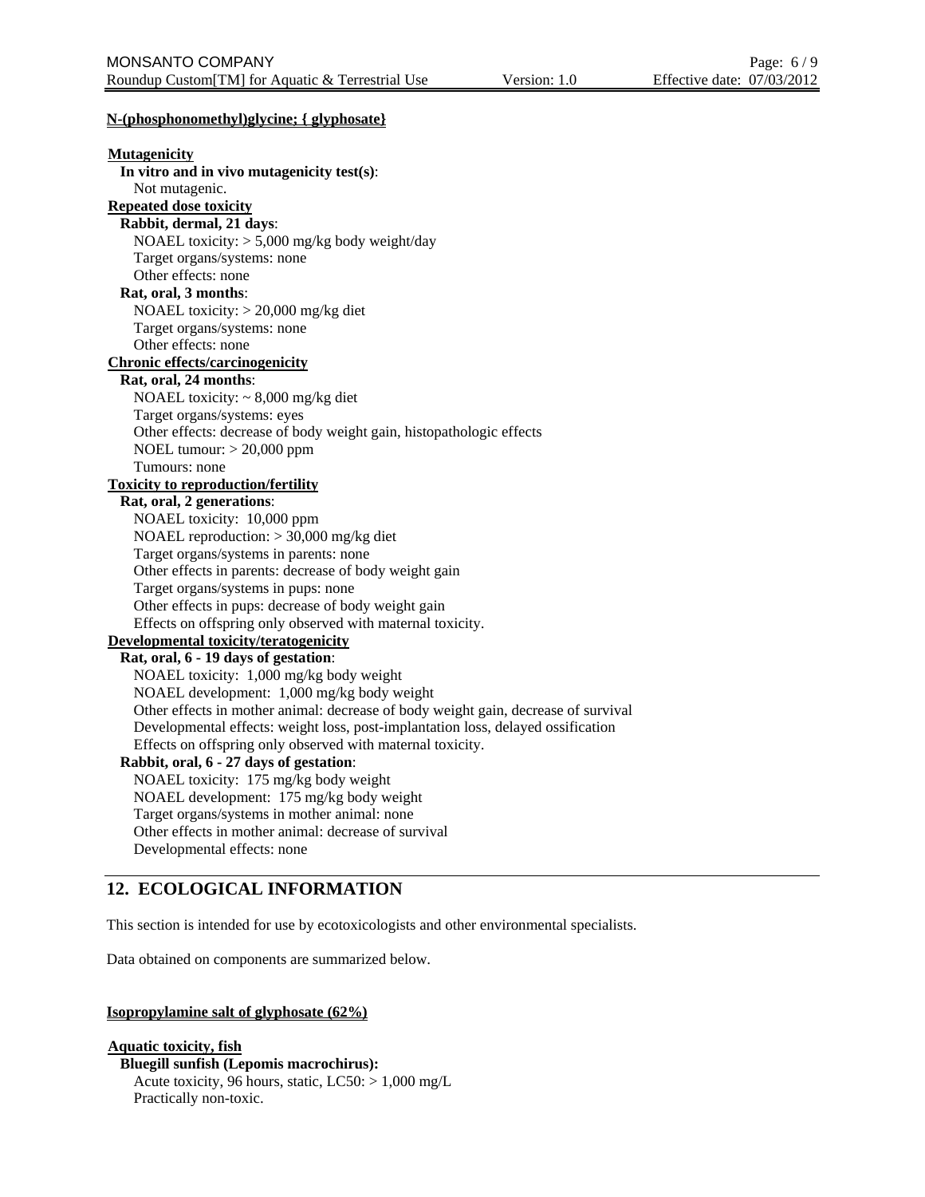**N-(phosphonomethyl)glycine; { glyphosate}**

**Mutagenicity**

**In vitro and in vivo mutagenicity test(s)**:
Not mutagenic.

**Repeated dose toxicity**

**Rabbit, dermal, 21 days**:
NOAEL toxicity: > 5,000 mg/kg body weight/day
Target organs/systems: none
Other effects: none

**Rat, oral, 3 months**:
NOAEL toxicity: > 20,000 mg/kg diet
Target organs/systems: none
Other effects: none

**Chronic effects/carcinogenicity**

**Rat, oral, 24 months**:
NOAEL toxicity: ~ 8,000 mg/kg diet
Target organs/systems: eyes
Other effects: decrease of body weight gain, histopathologic effects
NOEL tumour: > 20,000 ppm
Tumours: none

**Toxicity to reproduction/fertility**

**Rat, oral, 2 generations**:
NOAEL toxicity: 10,000 ppm
NOAEL reproduction: > 30,000 mg/kg diet
Target organs/systems in parents: none
Other effects in parents: decrease of body weight gain
Target organs/systems in pups: none
Other effects in pups: decrease of body weight gain
Effects on offspring only observed with maternal toxicity.

**Developmental toxicity/teratogenicity**

**Rat, oral, 6 - 19 days of gestation**:
NOAEL toxicity: 1,000 mg/kg body weight
NOAEL development: 1,000 mg/kg body weight
Other effects in mother animal: decrease of body weight gain, decrease of survival
Developmental effects: weight loss, post-implantation loss, delayed ossification
Effects on offspring only observed with maternal toxicity.

**Rabbit, oral, 6 - 27 days of gestation**:
NOAEL toxicity: 175 mg/kg body weight
NOAEL development: 175 mg/kg body weight
Target organs/systems in mother animal: none
Other effects in mother animal: decrease of survival
Developmental effects: none

## 12. ECOLOGICAL INFORMATION

This section is intended for use by ecotoxicologists and other environmental specialists.

Data obtained on components are summarized below.

**Isopropylamine salt of glyphosate (62%)**

**Aquatic toxicity, fish**

**Bluegill sunfish (Lepomis macrochirus):**
Acute toxicity, 96 hours, static, LC50: > 1,000 mg/L
Practically non-toxic.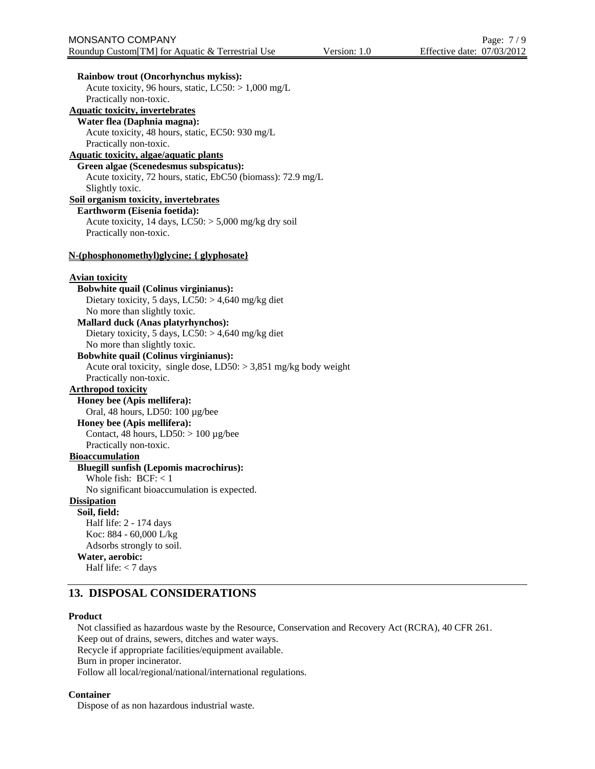**Rainbow trout (Oncorhynchus mykiss):**
Acute toxicity, 96 hours, static, LC50: > 1,000 mg/L
Practically non-toxic.

**Aquatic toxicity, invertebrates**

**Water flea (Daphnia magna):**
Acute toxicity, 48 hours, static, EC50: 930 mg/L
Practically non-toxic.

**Aquatic toxicity, algae/aquatic plants**

**Green algae (Scenedesmus subspicatus):**
Acute toxicity, 72 hours, static, EbC50 (biomass): 72.9 mg/L
Slightly toxic.

**Soil organism toxicity, invertebrates**

**Earthworm (Eisenia foetida):**
Acute toxicity, 14 days, LC50: > 5,000 mg/kg dry soil
Practically non-toxic.

**N-(phosphonomethyl)glycine; { glyphosate}**

**Avian toxicity**

**Bobwhite quail (Colinus virginianus):**
Dietary toxicity, 5 days, LC50: > 4,640 mg/kg diet
No more than slightly toxic.

**Mallard duck (Anas platyrhynchos):**
Dietary toxicity, 5 days, LC50: > 4,640 mg/kg diet
No more than slightly toxic.

**Bobwhite quail (Colinus virginianus):**
Acute oral toxicity, single dose, LD50: > 3,851 mg/kg body weight
Practically non-toxic.

**Arthropod toxicity**

**Honey bee (Apis mellifera):**
Oral, 48 hours, LD50: 100 µg/bee

**Honey bee (Apis mellifera):**
Contact, 48 hours, LD50: > 100 µg/bee
Practically non-toxic.

**Bioaccumulation**

**Bluegill sunfish (Lepomis macrochirus):**
Whole fish: BCF: < 1
No significant bioaccumulation is expected.

**Dissipation**

**Soil, field:**
Half life: 2 - 174 days
Koc: 884 - 60,000 L/kg
Adsorbs strongly to soil.

**Water, aerobic:**
Half life: < 7 days

## 13. DISPOSAL CONSIDERATIONS

**Product**

Not classified as hazardous waste by the Resource, Conservation and Recovery Act (RCRA), 40 CFR 261.
Keep out of drains, sewers, ditches and water ways.
Recycle if appropriate facilities/equipment available.
Burn in proper incinerator.
Follow all local/regional/national/international regulations.

**Container**

Dispose of as non hazardous industrial waste.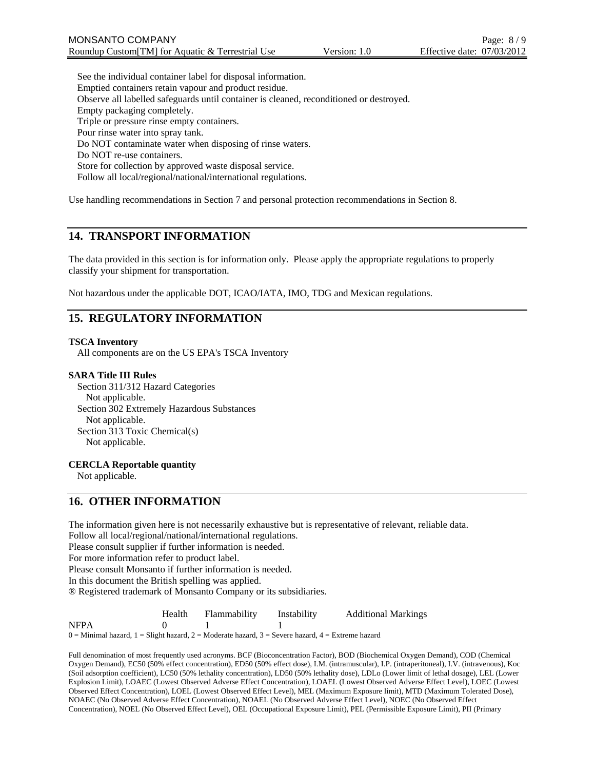See the individual container label for disposal information.
Emptied containers retain vapour and product residue.
Observe all labelled safeguards until container is cleaned, reconditioned or destroyed.
Empty packaging completely.
Triple or pressure rinse empty containers.
Pour rinse water into spray tank.
Do NOT contaminate water when disposing of rinse waters.
Do NOT re-use containers.
Store for collection by approved waste disposal service.
Follow all local/regional/national/international regulations.

Use handling recommendations in Section 7 and personal protection recommendations in Section 8.

## 14. TRANSPORT INFORMATION

The data provided in this section is for information only. Please apply the appropriate regulations to properly classify your shipment for transportation.

Not hazardous under the applicable DOT, ICAO/IATA, IMO, TDG and Mexican regulations.

## 15. REGULATORY INFORMATION

**TSCA Inventory**

All components are on the US EPA's TSCA Inventory

**SARA Title III Rules**

Section 311/312 Hazard Categories
Not applicable.
Section 302 Extremely Hazardous Substances
Not applicable.
Section 313 Toxic Chemical(s)
Not applicable.

**CERCLA Reportable quantity**

Not applicable.

## 16. OTHER INFORMATION

The information given here is not necessarily exhaustive but is representative of relevant, reliable data.
Follow all local/regional/national/international regulations.
Please consult supplier if further information is needed.
For more information refer to product label.
Please consult Monsanto if further information is needed.
In this document the British spelling was applied.
® Registered trademark of Monsanto Company or its subsidiaries.

| | Health | Flammability | Instability | Additional Markings |
|---|---|---|---|---|
| NFPA | 0 | 1 | 1 | |

0 = Minimal hazard, 1 = Slight hazard, 2 = Moderate hazard, 3 = Severe hazard, 4 = Extreme hazard

Full denomination of most frequently used acronyms. BCF (Bioconcentration Factor), BOD (Biochemical Oxygen Demand), COD (Chemical Oxygen Demand), EC50 (50% effect concentration), ED50 (50% effect dose), I.M. (intramuscular), I.P. (intraperitoneal), I.V. (intravenous), Koc (Soil adsorption coefficient), LC50 (50% lethality concentration), LD50 (50% lethality dose), LDLo (Lower limit of lethal dosage), LEL (Lower Explosion Limit), LOAEC (Lowest Observed Adverse Effect Concentration), LOAEL (Lowest Observed Adverse Effect Level), LOEC (Lowest Observed Effect Concentration), LOEL (Lowest Observed Effect Level), MEL (Maximum Exposure limit), MTD (Maximum Tolerated Dose), NOAEC (No Observed Adverse Effect Concentration), NOAEL (No Observed Adverse Effect Level), NOEC (No Observed Effect Concentration), NOEL (No Observed Effect Level), OEL (Occupational Exposure Limit), PEL (Permissible Exposure Limit), PII (Primary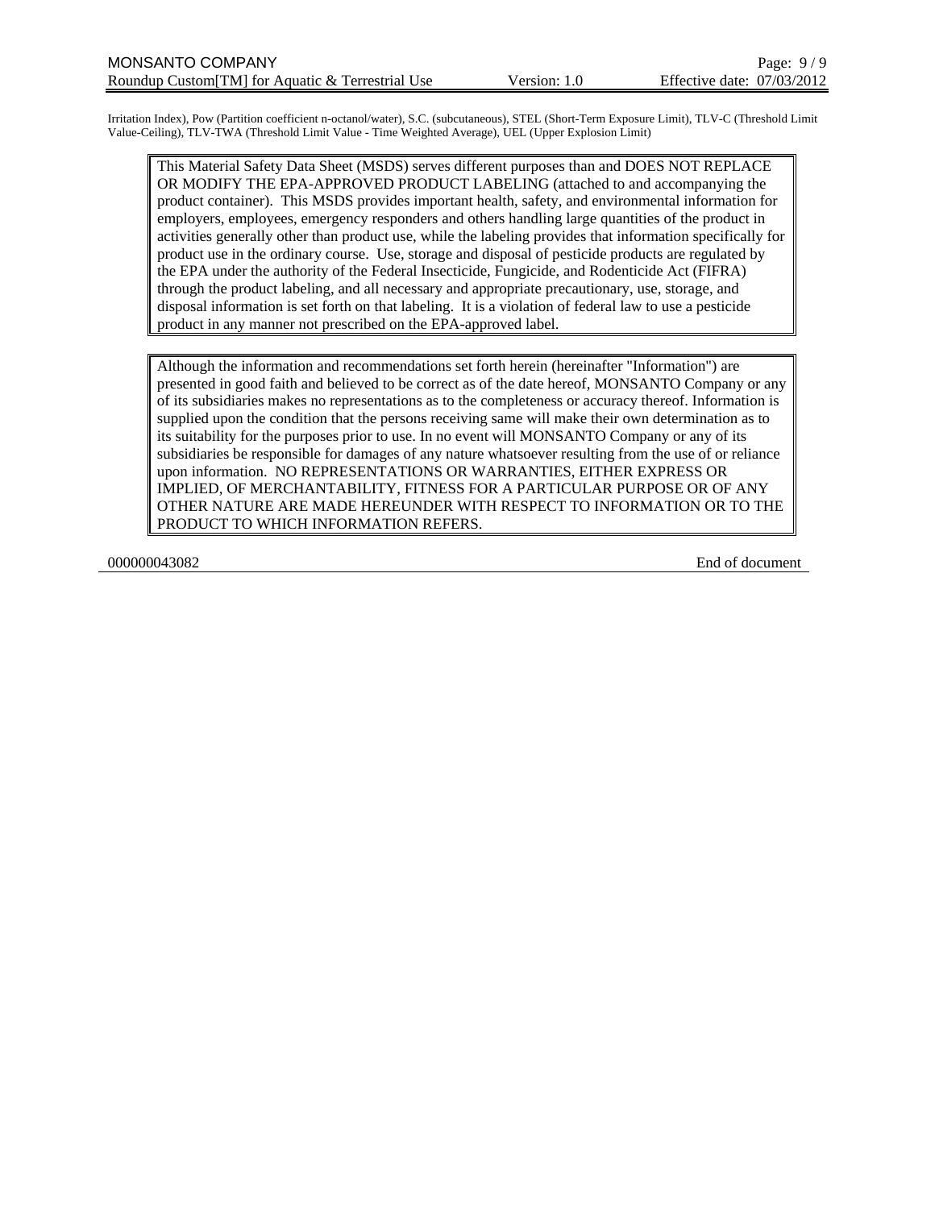Irritation Index), Pow (Partition coefficient n-octanol/water), S.C. (subcutaneous), STEL (Short-Term Exposure Limit), TLV-C (Threshold Limit Value-Ceiling), TLV-TWA (Threshold Limit Value - Time Weighted Average), UEL (Upper Explosion Limit)

> This Material Safety Data Sheet (MSDS) serves different purposes than and DOES NOT REPLACE OR MODIFY THE EPA-APPROVED PRODUCT LABELING (attached to and accompanying the product container). This MSDS provides important health, safety, and environmental information for employers, employees, emergency responders and others handling large quantities of the product in activities generally other than product use, while the labeling provides that information specifically for product use in the ordinary course. Use, storage and disposal of pesticide products are regulated by the EPA under the authority of the Federal Insecticide, Fungicide, and Rodenticide Act (FIFRA) through the product labeling, and all necessary and appropriate precautionary, use, storage, and disposal information is set forth on that labeling. It is a violation of federal law to use a pesticide product in any manner not prescribed on the EPA-approved label.

> Although the information and recommendations set forth herein (hereinafter "Information") are presented in good faith and believed to be correct as of the date hereof, MONSANTO Company or any of its subsidiaries makes no representations as to the completeness or accuracy thereof. Information is supplied upon the condition that the persons receiving same will make their own determination as to its suitability for the purposes prior to use. In no event will MONSANTO Company or any of its subsidiaries be responsible for damages of any nature whatsoever resulting from the use of or reliance upon information. NO REPRESENTATIONS OR WARRANTIES, EITHER EXPRESS OR IMPLIED, OF MERCHANTABILITY, FITNESS FOR A PARTICULAR PURPOSE OR OF ANY OTHER NATURE ARE MADE HEREUNDER WITH RESPECT TO INFORMATION OR TO THE PRODUCT TO WHICH INFORMATION REFERS.

000000043082 End of document